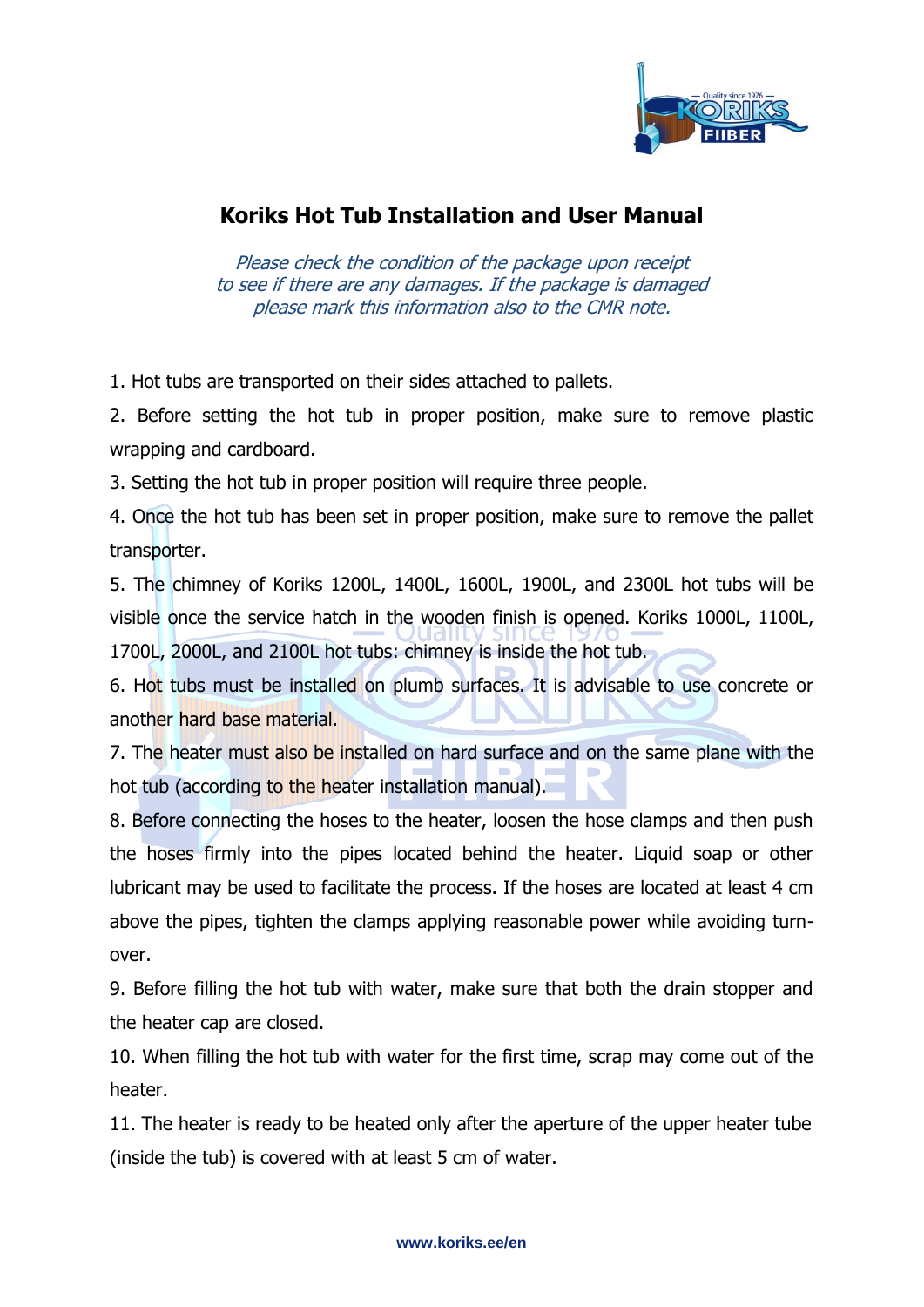# Koriks Hot Tub Installation and User Manual

*Please check the condition of the package upon receipt to see if there are any damages. If the package is damaged please mark this information also to the CMR note.*

1. Hot tubs are transported on their sides attached to pallets.
2. Before setting the hot tub in proper position, make sure to remove plastic wrapping and cardboard.
3. Setting the hot tub in proper position will require three people.
4. Once the hot tub has been set in proper position, make sure to remove the pallet transporter.
5. The chimney of Koriks 1200L, 1400L, 1600L, 1900L, and 2300L hot tubs will be visible once the service hatch in the wooden finish is opened. Koriks 1000L, 1100L, 1700L, 2000L, and 2100L hot tubs: chimney is inside the hot tub.
6. Hot tubs must be installed on plumb surfaces. It is advisable to use concrete or another hard base material.
7. The heater must also be installed on hard surface and on the same plane with the hot tub (according to the heater installation manual).
8. Before connecting the hoses to the heater, loosen the hose clamps and then push the hoses firmly into the pipes located behind the heater. Liquid soap or other lubricant may be used to facilitate the process. If the hoses are located at least 4 cm above the pipes, tighten the clamps applying reasonable power while avoiding turn-over.
9. Before filling the hot tub with water, make sure that both the drain stopper and the heater cap are closed.
10. When filling the hot tub with water for the first time, scrap may come out of the heater.
11. The heater is ready to be heated only after the aperture of the upper heater tube (inside the tub) is covered with at least 5 cm of water.

**www.koriks.ee/en**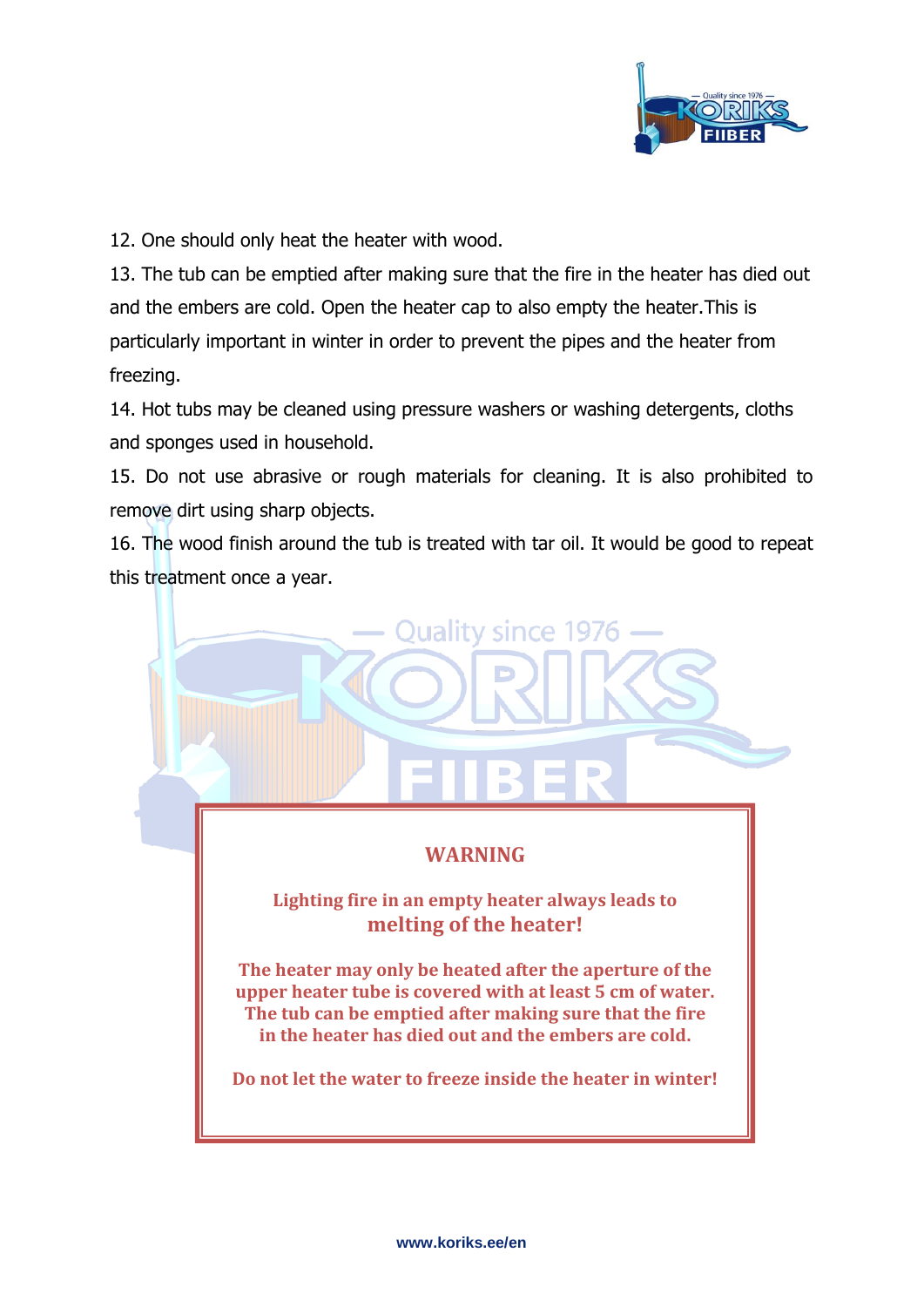12. One should only heat the heater with wood.

13. The tub can be emptied after making sure that the fire in the heater has died out and the embers are cold. Open the heater cap to also empty the heater.This is particularly important in winter in order to prevent the pipes and the heater from freezing.

14. Hot tubs may be cleaned using pressure washers or washing detergents, cloths and sponges used in household.

15. Do not use abrasive or rough materials for cleaning. It is also prohibited to remove dirt using sharp objects.

16. The wood finish around the tub is treated with tar oil. It would be good to repeat this treatment once a year.

**WARNING**

**Lighting fire in an empty heater always leads to melting of the heater!**

**The heater may only be heated after the aperture of the upper heater tube is covered with at least 5 cm of water. The tub can be emptied after making sure that the fire in the heater has died out and the embers are cold.**

**Do not let the water to freeze inside the heater in winter!**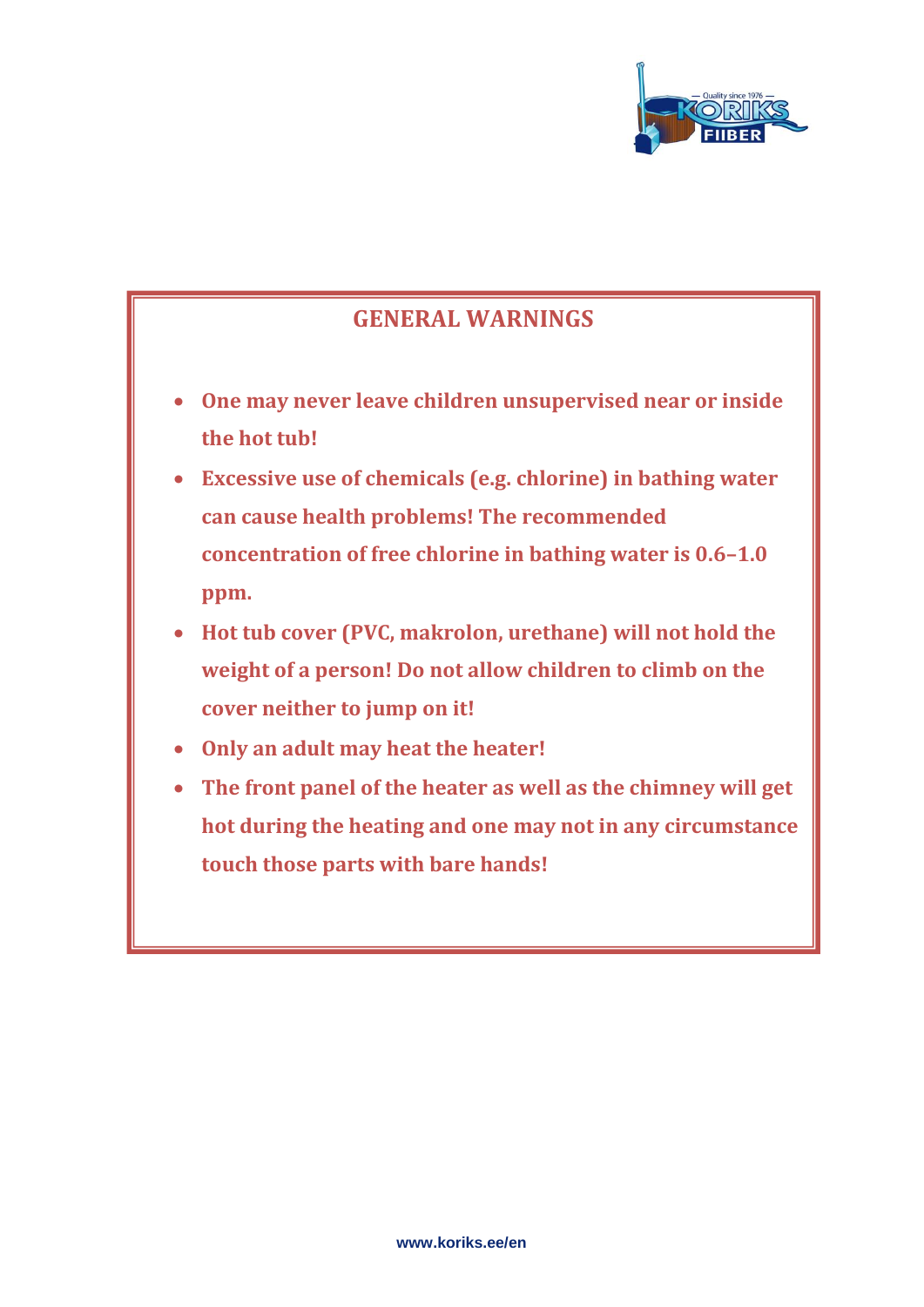## GENERAL WARNINGS

- **One may never leave children unsupervised near or inside the hot tub!**
- **Excessive use of chemicals (e.g. chlorine) in bathing water can cause health problems! The recommended concentration of free chlorine in bathing water is 0.6–1.0 ppm.**
- **Hot tub cover (PVC, makrolon, urethane) will not hold the weight of a person! Do not allow children to climb on the cover neither to jump on it!**
- **Only an adult may heat the heater!**
- **The front panel of the heater as well as the chimney will get hot during the heating and one may not in any circumstance touch those parts with bare hands!**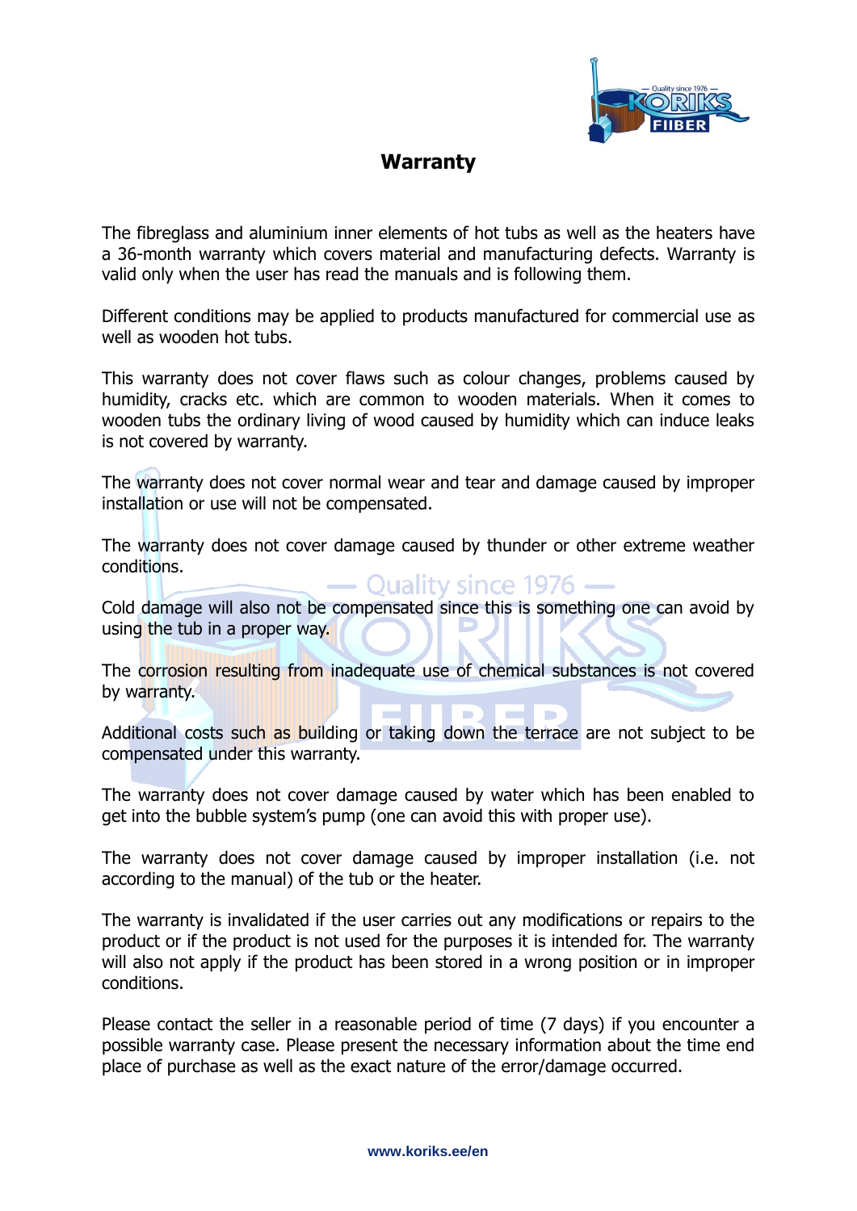# Warranty

The fibreglass and aluminium inner elements of hot tubs as well as the heaters have a 36-month warranty which covers material and manufacturing defects. Warranty is valid only when the user has read the manuals and is following them.

Different conditions may be applied to products manufactured for commercial use as well as wooden hot tubs.

This warranty does not cover flaws such as colour changes, problems caused by humidity, cracks etc. which are common to wooden materials. When it comes to wooden tubs the ordinary living of wood caused by humidity which can induce leaks is not covered by warranty.

The warranty does not cover normal wear and tear and damage caused by improper installation or use will not be compensated.

The warranty does not cover damage caused by thunder or other extreme weather conditions.

Cold damage will also not be compensated since this is something one can avoid by using the tub in a proper way.

The corrosion resulting from inadequate use of chemical substances is not covered by warranty.

Additional costs such as building or taking down the terrace are not subject to be compensated under this warranty.

The warranty does not cover damage caused by water which has been enabled to get into the bubble system's pump (one can avoid this with proper use).

The warranty does not cover damage caused by improper installation (i.e. not according to the manual) of the tub or the heater.

The warranty is invalidated if the user carries out any modifications or repairs to the product or if the product is not used for the purposes it is intended for. The warranty will also not apply if the product has been stored in a wrong position or in improper conditions.

Please contact the seller in a reasonable period of time (7 days) if you encounter a possible warranty case. Please present the necessary information about the time end place of purchase as well as the exact nature of the error/damage occurred.